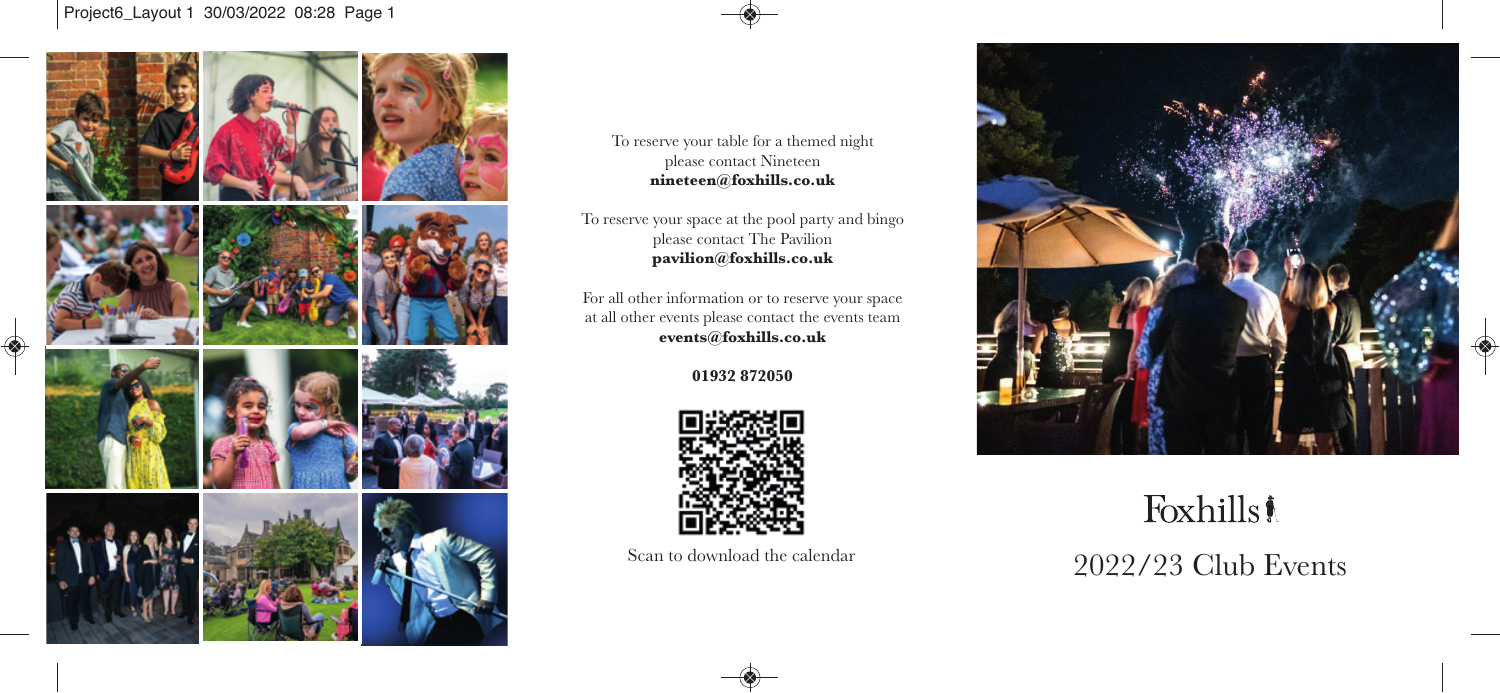To reserve your table for a themed night
please contact Nineteen
**nineteen@foxhills.co.uk**

To reserve your space at the pool party and bingo
please contact The Pavilion
**pavilion@foxhills.co.uk**

For all other information or to reserve your space
at all other events please contact the events team
**events@foxhills.co.uk**

**01932 872050**

Scan to download the calendar

# Foxhills

## 2022/23 Club Events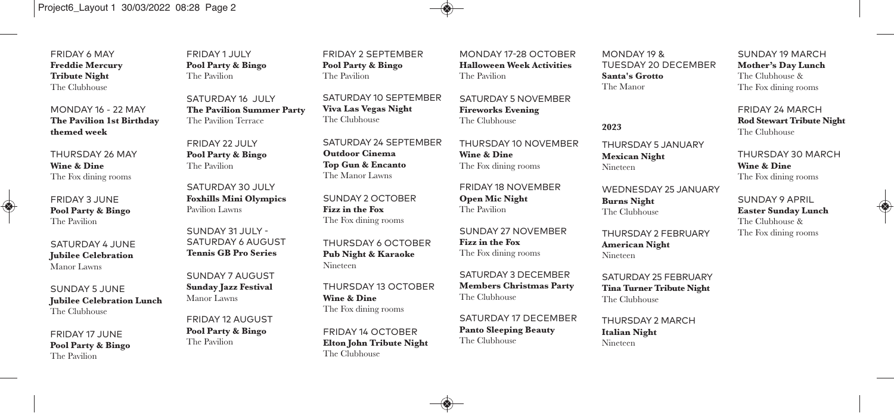FRIDAY 6 MAY
**Freddie Mercury Tribute Night**
The Clubhouse

MONDAY 16 - 22 MAY
**The Pavilion 1st Birthday themed week**

THURSDAY 26 MAY
**Wine & Dine**
The Fox dining rooms

FRIDAY 3 JUNE
**Pool Party & Bingo**
The Pavilion

SATURDAY 4 JUNE
**Jubilee Celebration**
Manor Lawns

SUNDAY 5 JUNE
**Jubilee Celebration Lunch**
The Clubhouse

FRIDAY 17 JUNE
**Pool Party & Bingo**
The Pavilion

FRIDAY 1 JULY
**Pool Party & Bingo**
The Pavilion

SATURDAY 16 JULY
**The Pavilion Summer Party**
The Pavilion Terrace

FRIDAY 22 JULY
**Pool Party & Bingo**
The Pavilion

SATURDAY 30 JULY
**Foxhills Mini Olympics**
Pavilion Lawns

SUNDAY 31 JULY - SATURDAY 6 AUGUST
**Tennis GB Pro Series**

SUNDAY 7 AUGUST
**Sunday Jazz Festival**
Manor Lawns

FRIDAY 12 AUGUST
**Pool Party & Bingo**
The Pavilion

FRIDAY 2 SEPTEMBER
**Pool Party & Bingo**
The Pavilion

SATURDAY 10 SEPTEMBER
**Viva Las Vegas Night**
The Clubhouse

SATURDAY 24 SEPTEMBER
**Outdoor Cinema**
**Top Gun & Encanto**
The Manor Lawns

SUNDAY 2 OCTOBER
**Fizz in the Fox**
The Fox dining rooms

THURSDAY 6 OCTOBER
**Pub Night & Karaoke**
Nineteen

THURSDAY 13 OCTOBER
**Wine & Dine**
The Fox dining rooms

FRIDAY 14 OCTOBER
**Elton John Tribute Night**
The Clubhouse

MONDAY 17-28 OCTOBER
**Halloween Week Activities**
The Pavilion

SATURDAY 5 NOVEMBER
**Fireworks Evening**
The Clubhouse

THURSDAY 10 NOVEMBER
**Wine & Dine**
The Fox dining rooms

FRIDAY 18 NOVEMBER
**Open Mic Night**
The Pavilion

SUNDAY 27 NOVEMBER
**Fizz in the Fox**
The Fox dining rooms

SATURDAY 3 DECEMBER
**Members Christmas Party**
The Clubhouse

SATURDAY 17 DECEMBER
**Panto Sleeping Beauty**
The Clubhouse

MONDAY 19 & TUESDAY 20 DECEMBER
**Santa's Grotto**
The Manor

**2023**

THURSDAY 5 JANUARY
**Mexican Night**
Nineteen

WEDNESDAY 25 JANUARY
**Burns Night**
The Clubhouse

THURSDAY 2 FEBRUARY
**American Night**
Nineteen

SATURDAY 25 FEBRUARY
**Tina Turner Tribute Night**
The Clubhouse

THURSDAY 2 MARCH
**Italian Night**
Nineteen

SUNDAY 19 MARCH
**Mother's Day Lunch**
The Clubhouse & The Fox dining rooms

FRIDAY 24 MARCH
**Rod Stewart Tribute Night**
The Clubhouse

THURSDAY 30 MARCH
**Wine & Dine**
The Fox dining rooms

SUNDAY 9 APRIL
**Easter Sunday Lunch**
The Clubhouse & The Fox dining rooms